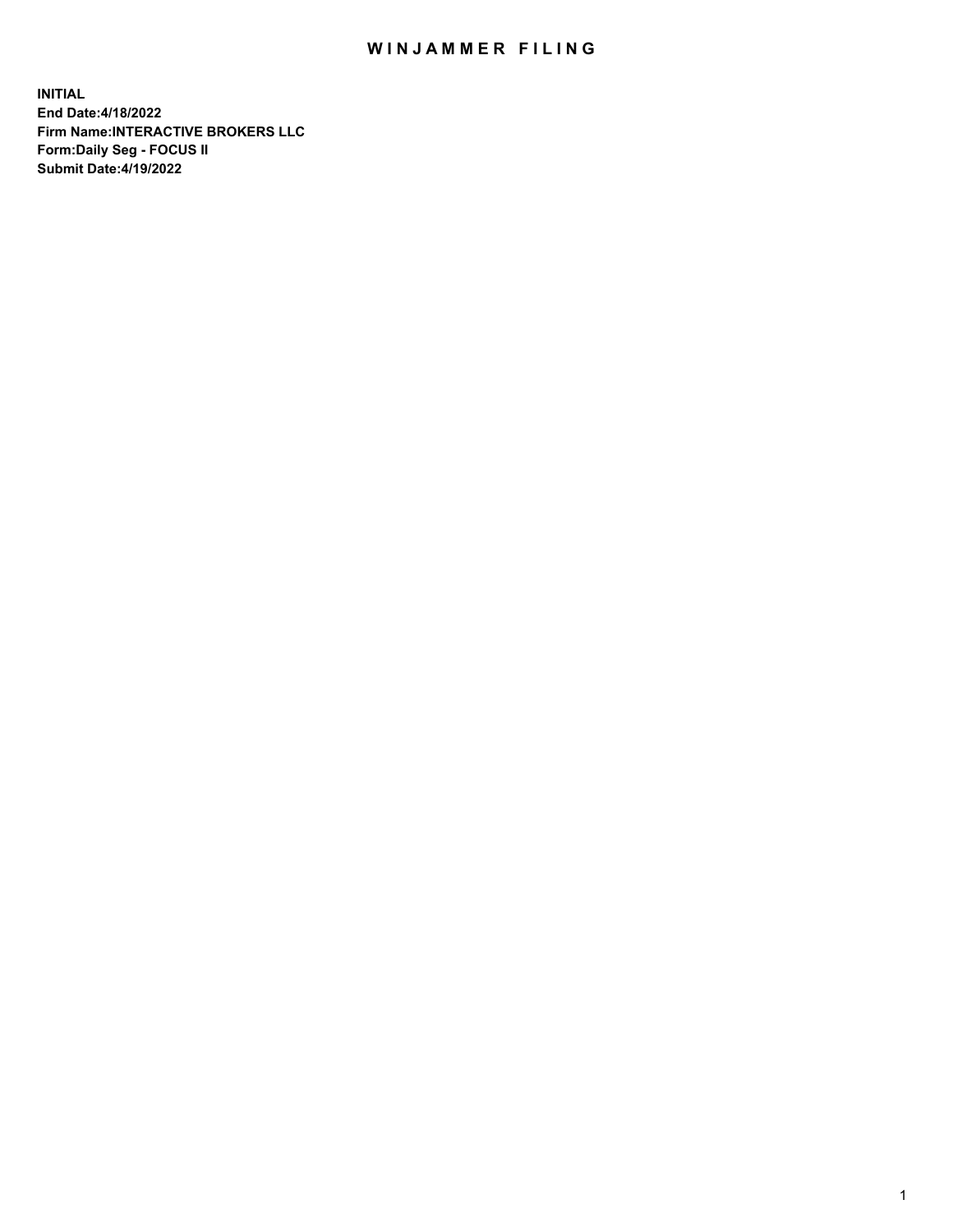# WINJAMMER FILING

**INITIAL**
**End Date:4/18/2022**
**Firm Name:INTERACTIVE BROKERS LLC**
**Form:Daily Seg - FOCUS II**
**Submit Date:4/19/2022**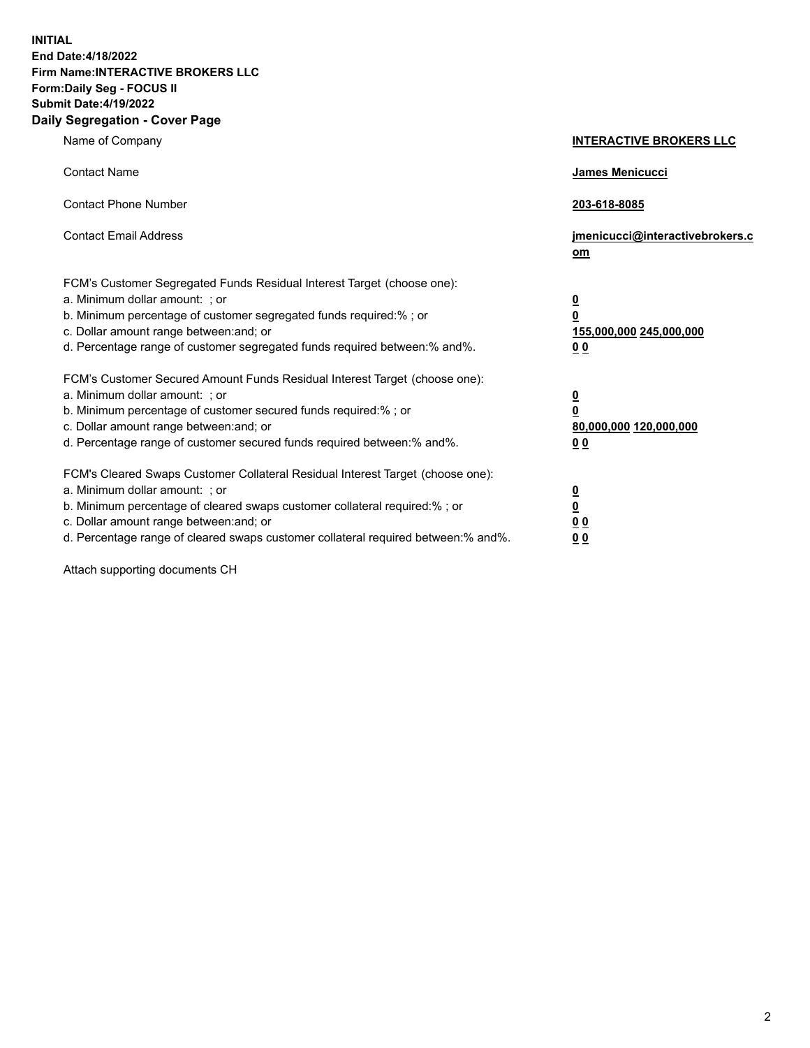**INITIAL**
**End Date:4/18/2022**
**Firm Name:INTERACTIVE BROKERS LLC**
**Form:Daily Seg - FOCUS II**
**Submit Date:4/19/2022**

## Daily Segregation - Cover Page

| | |
|---|---|
| Name of Company | **INTERACTIVE BROKERS LLC** |
| Contact Name | **James Menicucci** |
| Contact Phone Number | **203-618-8085** |
| Contact Email Address | **jmenicucci@interactivebrokers.com** |
| FCM's Customer Segregated Funds Residual Interest Target (choose one): | |
| a. Minimum dollar amount: ; or | **0** |
| b. Minimum percentage of customer segregated funds required:% ; or | **0** |
| c. Dollar amount range between:and; or | **155,000,000 245,000,000** |
| d. Percentage range of customer segregated funds required between:% and%. | **0 0** |
| FCM's Customer Secured Amount Funds Residual Interest Target (choose one): | |
| a. Minimum dollar amount: ; or | **0** |
| b. Minimum percentage of customer secured funds required:% ; or | **0** |
| c. Dollar amount range between:and; or | **80,000,000 120,000,000** |
| d. Percentage range of customer secured funds required between:% and%. | **0 0** |
| FCM's Cleared Swaps Customer Collateral Residual Interest Target (choose one): | |
| a. Minimum dollar amount: ; or | **0** |
| b. Minimum percentage of cleared swaps customer collateral required:% ; or | **0** |
| c. Dollar amount range between:and; or | **0 0** |
| d. Percentage range of cleared swaps customer collateral required between:% and%. | **0 0** |

Attach supporting documents CH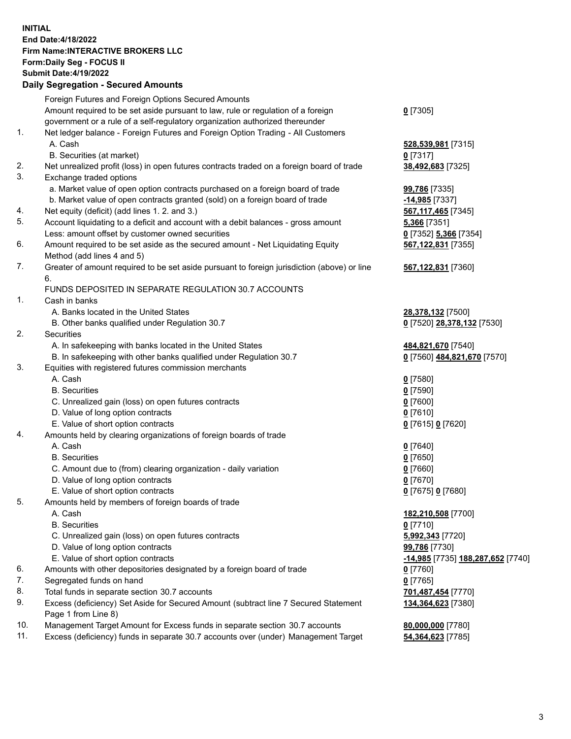**INITIAL**
**End Date:4/18/2022**
**Firm Name:INTERACTIVE BROKERS LLC**
**Form:Daily Seg - FOCUS II**
**Submit Date:4/19/2022**

### Daily Segregation - Secured Amounts

| | | |
|---|---|---|
| | Foreign Futures and Foreign Options Secured Amounts | |
| | Amount required to be set aside pursuant to law, rule or regulation of a foreign government or a rule of a self-regulatory organization authorized thereunder | **0** [7305] |
| 1. | Net ledger balance - Foreign Futures and Foreign Option Trading - All Customers | |
| | A. Cash | **528,539,981** [7315] |
| | B. Securities (at market) | **0** [7317] |
| 2. | Net unrealized profit (loss) in open futures contracts traded on a foreign board of trade | **38,492,683** [7325] |
| 3. | Exchange traded options | |
| | a. Market value of open option contracts purchased on a foreign board of trade | **99,786** [7335] |
| | b. Market value of open contracts granted (sold) on a foreign board of trade | **-14,985** [7337] |
| 4. | Net equity (deficit) (add lines 1. 2. and 3.) | **567,117,465** [7345] |
| 5. | Account liquidating to a deficit and account with a debit balances - gross amount | **5,366** [7351] |
| | Less: amount offset by customer owned securities | **0** [7352] **5,366** [7354] |
| 6. | Amount required to be set aside as the secured amount - Net Liquidating Equity Method (add lines 4 and 5) | **567,122,831** [7355] |
| 7. | Greater of amount required to be set aside pursuant to foreign jurisdiction (above) or line 6. | **567,122,831** [7360] |
| | FUNDS DEPOSITED IN SEPARATE REGULATION 30.7 ACCOUNTS | |
| 1. | Cash in banks | |
| | A. Banks located in the United States | **28,378,132** [7500] |
| | B. Other banks qualified under Regulation 30.7 | **0** [7520] **28,378,132** [7530] |
| 2. | Securities | |
| | A. In safekeeping with banks located in the United States | **484,821,670** [7540] |
| | B. In safekeeping with other banks qualified under Regulation 30.7 | **0** [7560] **484,821,670** [7570] |
| 3. | Equities with registered futures commission merchants | |
| | A. Cash | **0** [7580] |
| | B. Securities | **0** [7590] |
| | C. Unrealized gain (loss) on open futures contracts | **0** [7600] |
| | D. Value of long option contracts | **0** [7610] |
| | E. Value of short option contracts | **0** [7615] **0** [7620] |
| 4. | Amounts held by clearing organizations of foreign boards of trade | |
| | A. Cash | **0** [7640] |
| | B. Securities | **0** [7650] |
| | C. Amount due to (from) clearing organization - daily variation | **0** [7660] |
| | D. Value of long option contracts | **0** [7670] |
| | E. Value of short option contracts | **0** [7675] **0** [7680] |
| 5. | Amounts held by members of foreign boards of trade | |
| | A. Cash | **182,210,508** [7700] |
| | B. Securities | **0** [7710] |
| | C. Unrealized gain (loss) on open futures contracts | **5,992,343** [7720] |
| | D. Value of long option contracts | **99,786** [7730] |
| | E. Value of short option contracts | **-14,985** [7735] **188,287,652** [7740] |
| 6. | Amounts with other depositories designated by a foreign board of trade | **0** [7760] |
| 7. | Segregated funds on hand | **0** [7765] |
| 8. | Total funds in separate section 30.7 accounts | **701,487,454** [7770] |
| 9. | Excess (deficiency) Set Aside for Secured Amount (subtract line 7 Secured Statement Page 1 from Line 8) | **134,364,623** [7380] |
| 10. | Management Target Amount for Excess funds in separate section 30.7 accounts | **80,000,000** [7780] |
| 11. | Excess (deficiency) funds in separate 30.7 accounts over (under) Management Target | **54,364,623** [7785] |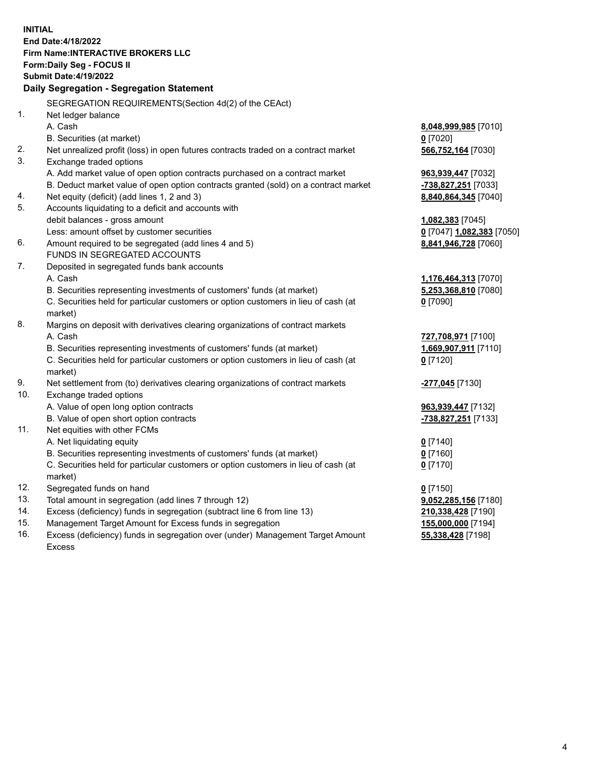**INITIAL**
**End Date:4/18/2022**
**Firm Name:INTERACTIVE BROKERS LLC**
**Form:Daily Seg - FOCUS II**
**Submit Date:4/19/2022**

## Daily Segregation - Segregation Statement

SEGREGATION REQUIREMENTS(Section 4d(2) of the CEAct)

| | | |
|---|---|---|
| 1. | Net ledger balance | |
| | A. Cash | **8,048,999,985** [7010] |
| | B. Securities (at market) | **0** [7020] |
| 2. | Net unrealized profit (loss) in open futures contracts traded on a contract market | **566,752,164** [7030] |
| 3. | Exchange traded options | |
| | A. Add market value of open option contracts purchased on a contract market | **963,939,447** [7032] |
| | B. Deduct market value of open option contracts granted (sold) on a contract market | **-738,827,251** [7033] |
| 4. | Net equity (deficit) (add lines 1, 2 and 3) | **8,840,864,345** [7040] |
| 5. | Accounts liquidating to a deficit and accounts with debit balances - gross amount | **1,082,383** [7045] |
| | Less: amount offset by customer securities | **0** [7047] **1,082,383** [7050] |
| 6. | Amount required to be segregated (add lines 4 and 5) | **8,841,946,728** [7060] |
| | FUNDS IN SEGREGATED ACCOUNTS | |
| 7. | Deposited in segregated funds bank accounts | |
| | A. Cash | **1,176,464,313** [7070] |
| | B. Securities representing investments of customers' funds (at market) | **5,253,368,810** [7080] |
| | C. Securities held for particular customers or option customers in lieu of cash (at market) | **0** [7090] |
| 8. | Margins on deposit with derivatives clearing organizations of contract markets | |
| | A. Cash | **727,708,971** [7100] |
| | B. Securities representing investments of customers' funds (at market) | **1,669,907,911** [7110] |
| | C. Securities held for particular customers or option customers in lieu of cash (at market) | **0** [7120] |
| 9. | Net settlement from (to) derivatives clearing organizations of contract markets | **-277,045** [7130] |
| 10. | Exchange traded options | |
| | A. Value of open long option contracts | **963,939,447** [7132] |
| | B. Value of open short option contracts | **-738,827,251** [7133] |
| 11. | Net equities with other FCMs | |
| | A. Net liquidating equity | **0** [7140] |
| | B. Securities representing investments of customers' funds (at market) | **0** [7160] |
| | C. Securities held for particular customers or option customers in lieu of cash (at market) | **0** [7170] |
| 12. | Segregated funds on hand | **0** [7150] |
| 13. | Total amount in segregation (add lines 7 through 12) | **9,052,285,156** [7180] |
| 14. | Excess (deficiency) funds in segregation (subtract line 6 from line 13) | **210,338,428** [7190] |
| 15. | Management Target Amount for Excess funds in segregation | **155,000,000** [7194] |
| 16. | Excess (deficiency) funds in segregation over (under) Management Target Amount Excess | **55,338,428** [7198] |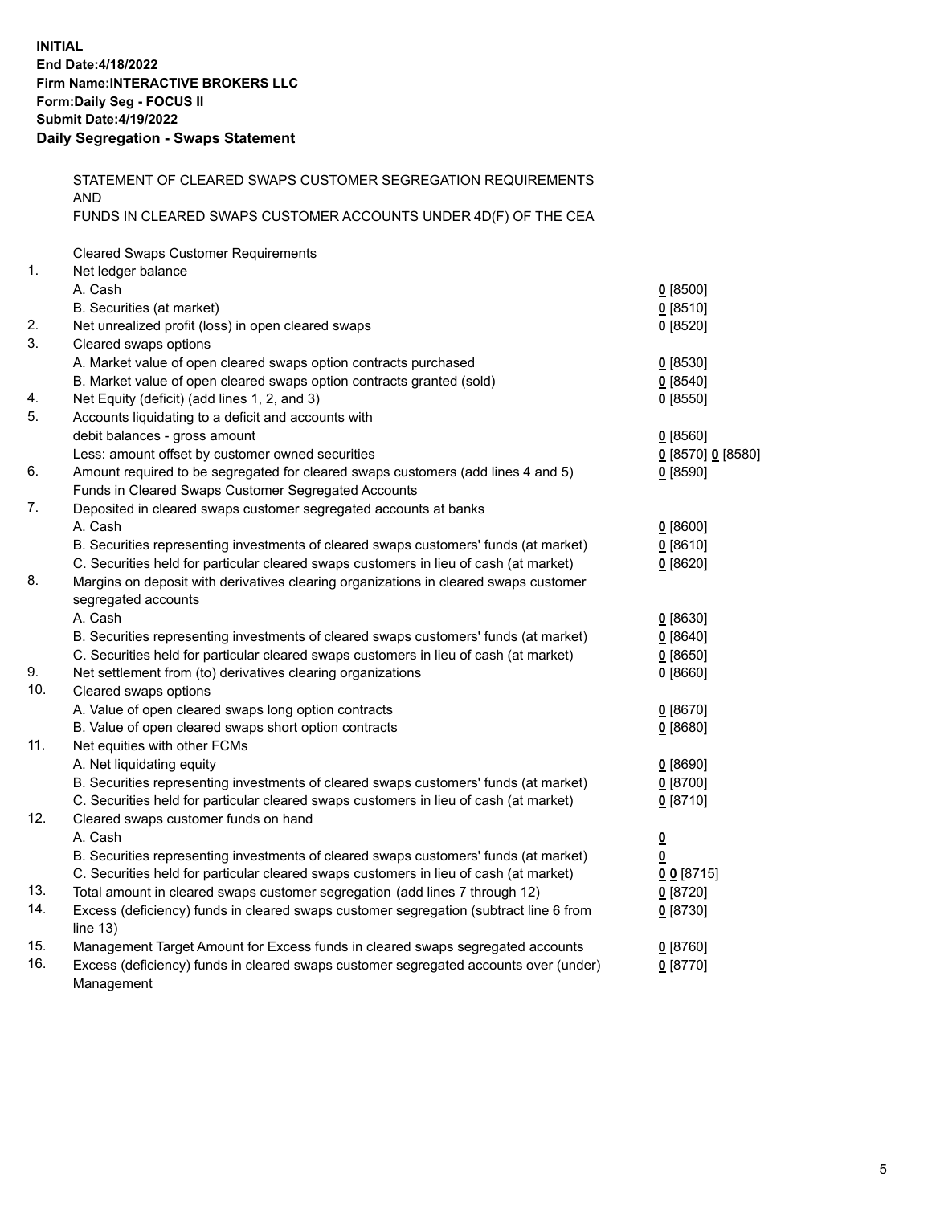**INITIAL**
**End Date:4/18/2022**
**Firm Name:INTERACTIVE BROKERS LLC**
**Form:Daily Seg - FOCUS II**
**Submit Date:4/19/2022**
**Daily Segregation - Swaps Statement**

STATEMENT OF CLEARED SWAPS CUSTOMER SEGREGATION REQUIREMENTS AND FUNDS IN CLEARED SWAPS CUSTOMER ACCOUNTS UNDER 4D(F) OF THE CEA

| | | |
|---|---|---|
| | Cleared Swaps Customer Requirements | |
| 1. | Net ledger balance | |
| | A. Cash | 0 [8500] |
| | B. Securities (at market) | 0 [8510] |
| 2. | Net unrealized profit (loss) in open cleared swaps | 0 [8520] |
| 3. | Cleared swaps options | |
| | A. Market value of open cleared swaps option contracts purchased | 0 [8530] |
| | B. Market value of open cleared swaps option contracts granted (sold) | 0 [8540] |
| 4. | Net Equity (deficit) (add lines 1, 2, and 3) | 0 [8550] |
| 5. | Accounts liquidating to a deficit and accounts with | |
| | debit balances - gross amount | 0 [8560] |
| | Less: amount offset by customer owned securities | 0 [8570] 0 [8580] |
| 6. | Amount required to be segregated for cleared swaps customers (add lines 4 and 5) | 0 [8590] |
| | Funds in Cleared Swaps Customer Segregated Accounts | |
| 7. | Deposited in cleared swaps customer segregated accounts at banks | |
| | A. Cash | 0 [8600] |
| | B. Securities representing investments of cleared swaps customers' funds (at market) | 0 [8610] |
| | C. Securities held for particular cleared swaps customers in lieu of cash (at market) | 0 [8620] |
| 8. | Margins on deposit with derivatives clearing organizations in cleared swaps customer segregated accounts | |
| | A. Cash | 0 [8630] |
| | B. Securities representing investments of cleared swaps customers' funds (at market) | 0 [8640] |
| | C. Securities held for particular cleared swaps customers in lieu of cash (at market) | 0 [8650] |
| 9. | Net settlement from (to) derivatives clearing organizations | 0 [8660] |
| 10. | Cleared swaps options | |
| | A. Value of open cleared swaps long option contracts | 0 [8670] |
| | B. Value of open cleared swaps short option contracts | 0 [8680] |
| 11. | Net equities with other FCMs | |
| | A. Net liquidating equity | 0 [8690] |
| | B. Securities representing investments of cleared swaps customers' funds (at market) | 0 [8700] |
| | C. Securities held for particular cleared swaps customers in lieu of cash (at market) | 0 [8710] |
| 12. | Cleared swaps customer funds on hand | |
| | A. Cash | 0 |
| | B. Securities representing investments of cleared swaps customers' funds (at market) | 0 |
| | C. Securities held for particular cleared swaps customers in lieu of cash (at market) | 0 0 [8715] |
| 13. | Total amount in cleared swaps customer segregation (add lines 7 through 12) | 0 [8720] |
| 14. | Excess (deficiency) funds in cleared swaps customer segregation (subtract line 6 from line 13) | 0 [8730] |
| 15. | Management Target Amount for Excess funds in cleared swaps segregated accounts | 0 [8760] |
| 16. | Excess (deficiency) funds in cleared swaps customer segregated accounts over (under) Management | 0 [8770] |